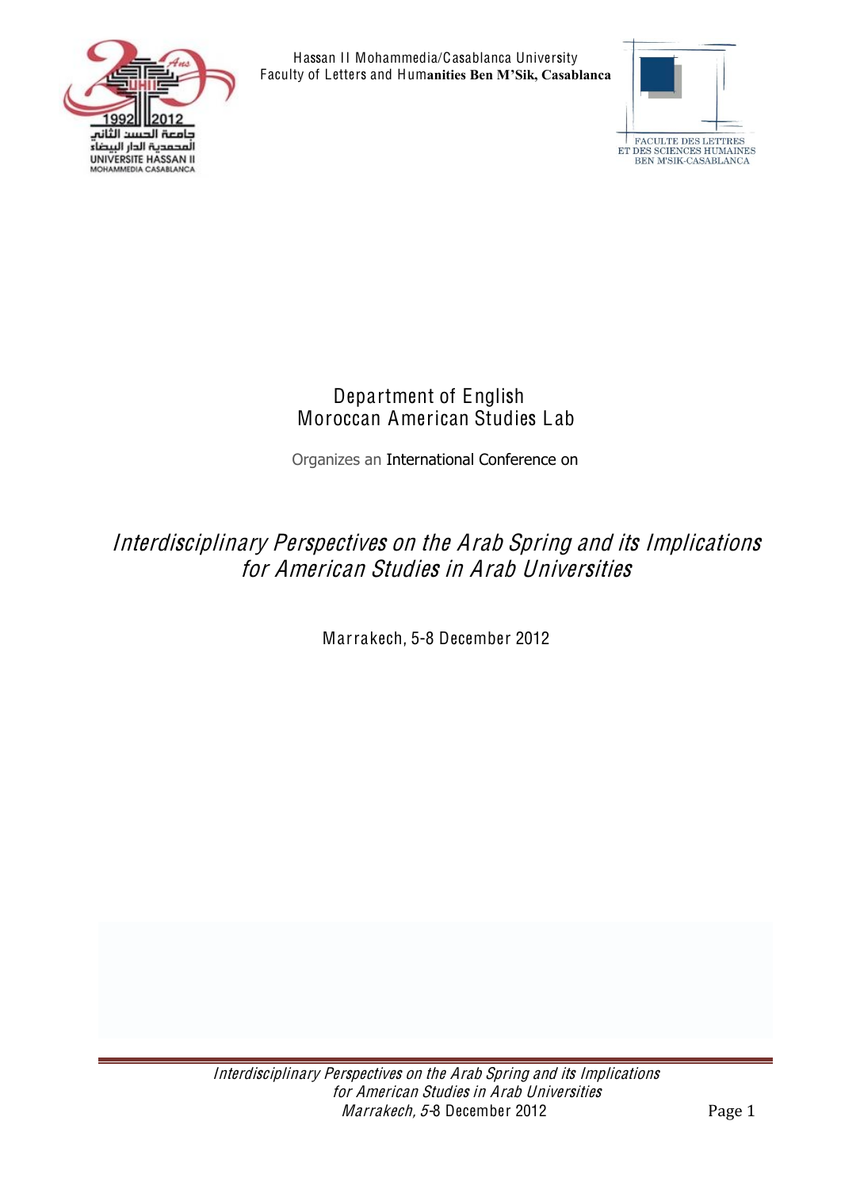Hassan II Mohammedia/Casablanca University
Faculty of Letters and Humanities Ben M'Sik, Casablanca

Department of English
Moroccan American Studies Lab

Organizes an International Conference on

# *Interdisciplinary Perspectives on the Arab Spring and its Implications for American Studies in Arab Universities*

Marrakech, 5-8 December 2012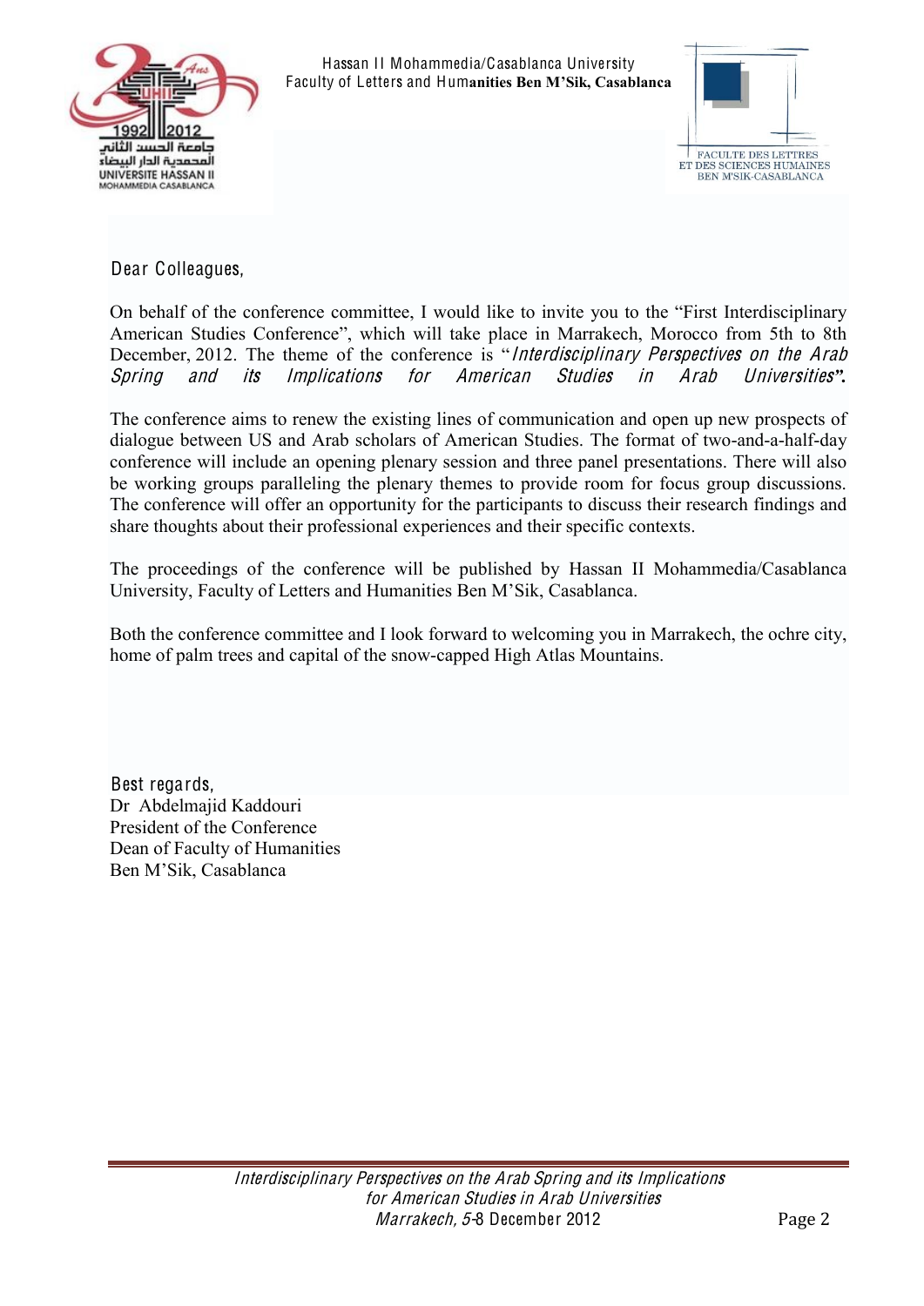Hassan II Mohammedia/Casablanca University
Faculty of Letters and Humanities Ben M'Sik, Casablanca

FACULTE DES LETTRES
ET DES SCIENCES HUMAINES
BEN M'SIK-CASABLANCA

Dear Colleagues,

On behalf of the conference committee, I would like to invite you to the "First Interdisciplinary American Studies Conference", which will take place in Marrakech, Morocco from 5th to 8th December, 2012. The theme of the conference is "*Interdisciplinary Perspectives on the Arab Spring and its Implications for American Studies in Arab Universities*".

The conference aims to renew the existing lines of communication and open up new prospects of dialogue between US and Arab scholars of American Studies. The format of two-and-a-half-day conference will include an opening plenary session and three panel presentations. There will also be working groups paralleling the plenary themes to provide room for focus group discussions. The conference will offer an opportunity for the participants to discuss their research findings and share thoughts about their professional experiences and their specific contexts.

The proceedings of the conference will be published by Hassan II Mohammedia/Casablanca University, Faculty of Letters and Humanities Ben M'Sik, Casablanca.

Both the conference committee and I look forward to welcoming you in Marrakech, the ochre city, home of palm trees and capital of the snow-capped High Atlas Mountains.

Best regards,
Dr Abdelmajid Kaddouri
President of the Conference
Dean of Faculty of Humanities
Ben M'Sik, Casablanca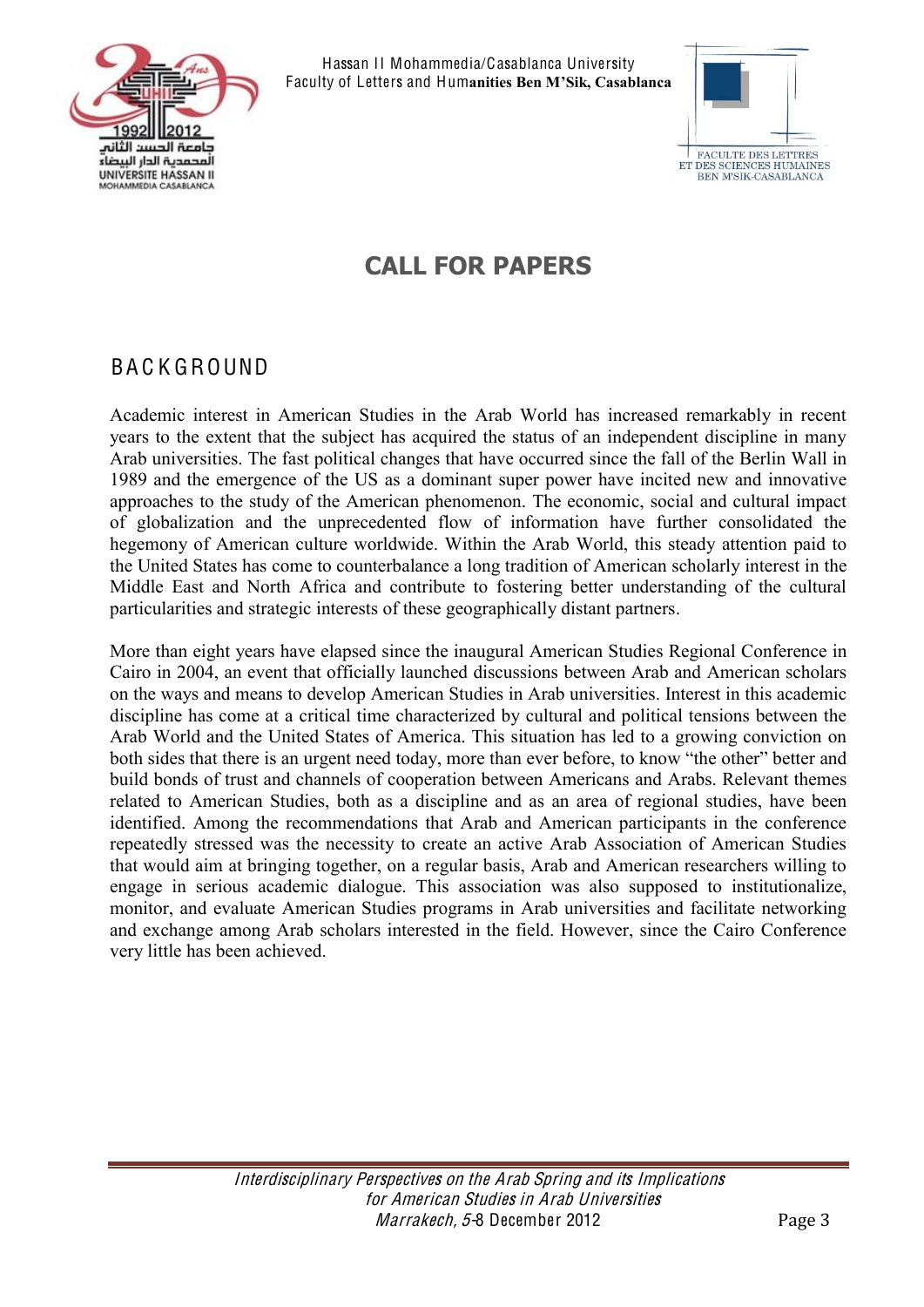# CALL FOR PAPERS

## BACKGROUND

Academic interest in American Studies in the Arab World has increased remarkably in recent years to the extent that the subject has acquired the status of an independent discipline in many Arab universities. The fast political changes that have occurred since the fall of the Berlin Wall in 1989 and the emergence of the US as a dominant super power have incited new and innovative approaches to the study of the American phenomenon. The economic, social and cultural impact of globalization and the unprecedented flow of information have further consolidated the hegemony of American culture worldwide. Within the Arab World, this steady attention paid to the United States has come to counterbalance a long tradition of American scholarly interest in the Middle East and North Africa and contribute to fostering better understanding of the cultural particularities and strategic interests of these geographically distant partners.

More than eight years have elapsed since the inaugural American Studies Regional Conference in Cairo in 2004, an event that officially launched discussions between Arab and American scholars on the ways and means to develop American Studies in Arab universities. Interest in this academic discipline has come at a critical time characterized by cultural and political tensions between the Arab World and the United States of America. This situation has led to a growing conviction on both sides that there is an urgent need today, more than ever before, to know "the other" better and build bonds of trust and channels of cooperation between Americans and Arabs. Relevant themes related to American Studies, both as a discipline and as an area of regional studies, have been identified. Among the recommendations that Arab and American participants in the conference repeatedly stressed was the necessity to create an active Arab Association of American Studies that would aim at bringing together, on a regular basis, Arab and American researchers willing to engage in serious academic dialogue. This association was also supposed to institutionalize, monitor, and evaluate American Studies programs in Arab universities and facilitate networking and exchange among Arab scholars interested in the field. However, since the Cairo Conference very little has been achieved.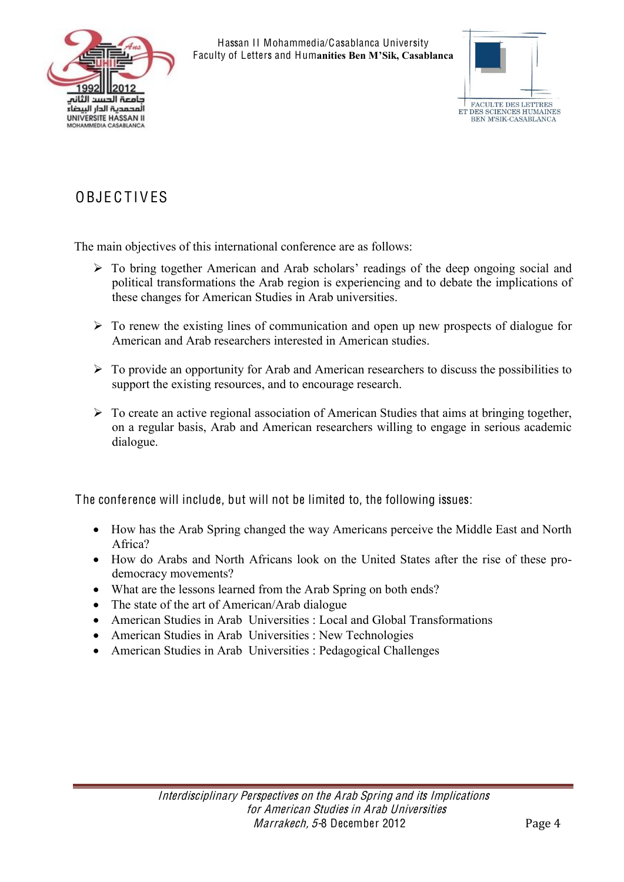# OBJECTIVES

The main objectives of this international conference are as follows:

- To bring together American and Arab scholars' readings of the deep ongoing social and political transformations the Arab region is experiencing and to debate the implications of these changes for American Studies in Arab universities.
- To renew the existing lines of communication and open up new prospects of dialogue for American and Arab researchers interested in American studies.
- To provide an opportunity for Arab and American researchers to discuss the possibilities to support the existing resources, and to encourage research.
- To create an active regional association of American Studies that aims at bringing together, on a regular basis, Arab and American researchers willing to engage in serious academic dialogue.

The conference will include, but will not be limited to, the following issues:

- How has the Arab Spring changed the way Americans perceive the Middle East and North Africa?
- How do Arabs and North Africans look on the United States after the rise of these pro-democracy movements?
- What are the lessons learned from the Arab Spring on both ends?
- The state of the art of American/Arab dialogue
- American Studies in Arab Universities : Local and Global Transformations
- American Studies in Arab Universities : New Technologies
- American Studies in Arab Universities : Pedagogical Challenges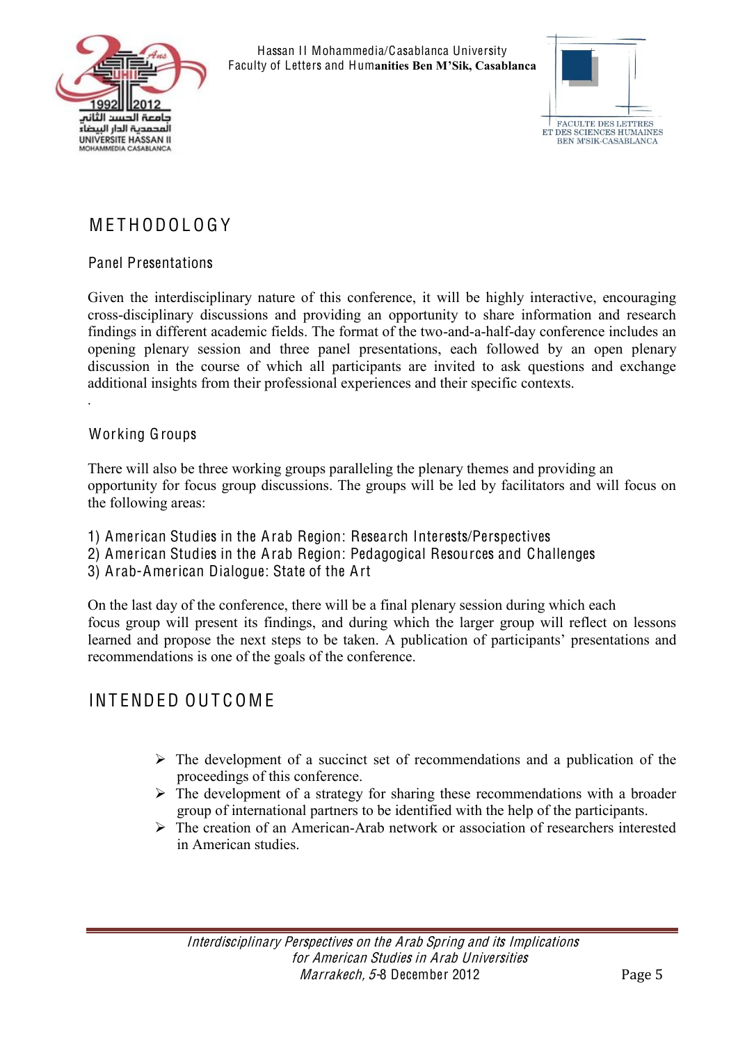# METHODOLOGY

## Panel Presentations

Given the interdisciplinary nature of this conference, it will be highly interactive, encouraging cross-disciplinary discussions and providing an opportunity to share information and research findings in different academic fields. The format of the two-and-a-half-day conference includes an opening plenary session and three panel presentations, each followed by an open plenary discussion in the course of which all participants are invited to ask questions and exchange additional insights from their professional experiences and their specific contexts.

.

## Working Groups

There will also be three working groups paralleling the plenary themes and providing an opportunity for focus group discussions. The groups will be led by facilitators and will focus on the following areas:

1) American Studies in the Arab Region: Research Interests/Perspectives
2) American Studies in the Arab Region: Pedagogical Resources and Challenges
3) Arab-American Dialogue: State of the Art

On the last day of the conference, there will be a final plenary session during which each focus group will present its findings, and during which the larger group will reflect on lessons learned and propose the next steps to be taken. A publication of participants' presentations and recommendations is one of the goals of the conference.

# INTENDED OUTCOME

- The development of a succinct set of recommendations and a publication of the proceedings of this conference.
- The development of a strategy for sharing these recommendations with a broader group of international partners to be identified with the help of the participants.
- The creation of an American-Arab network or association of researchers interested in American studies.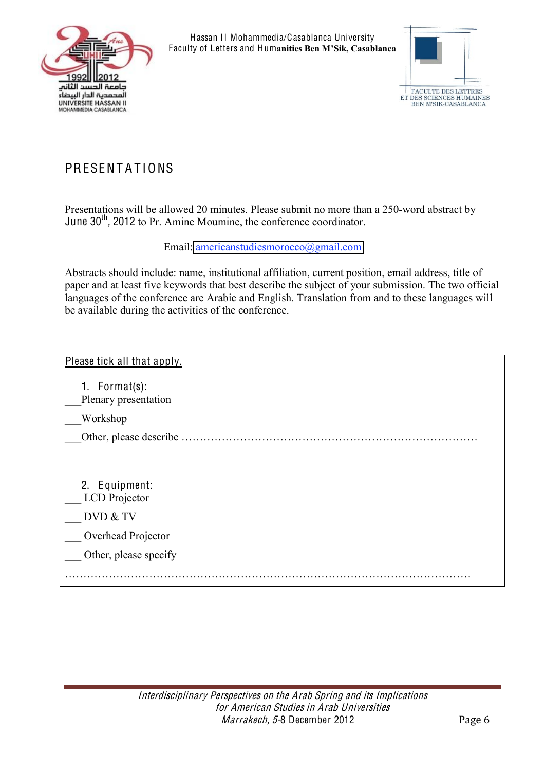# PRESENTATIONS

Presentations will be allowed 20 minutes. Please submit no more than a 250-word abstract by June 30th, 2012 to Pr. Amine Moumine, the conference coordinator.

Email: americanstudiesmorocco@gmail.com

Abstracts should include: name, institutional affiliation, current position, email address, title of paper and at least five keywords that best describe the subject of your submission. The two official languages of the conference are Arabic and English. Translation from and to these languages will be available during the activities of the conference.

Please tick all that apply.

1. Format(s):

___Plenary presentation

___Workshop

___Other, please describe ……………………………………………………………………

2. Equipment:

___ LCD Projector

___ DVD & TV

___ Overhead Projector

___ Other, please specify

……………………………………………………………………………………………………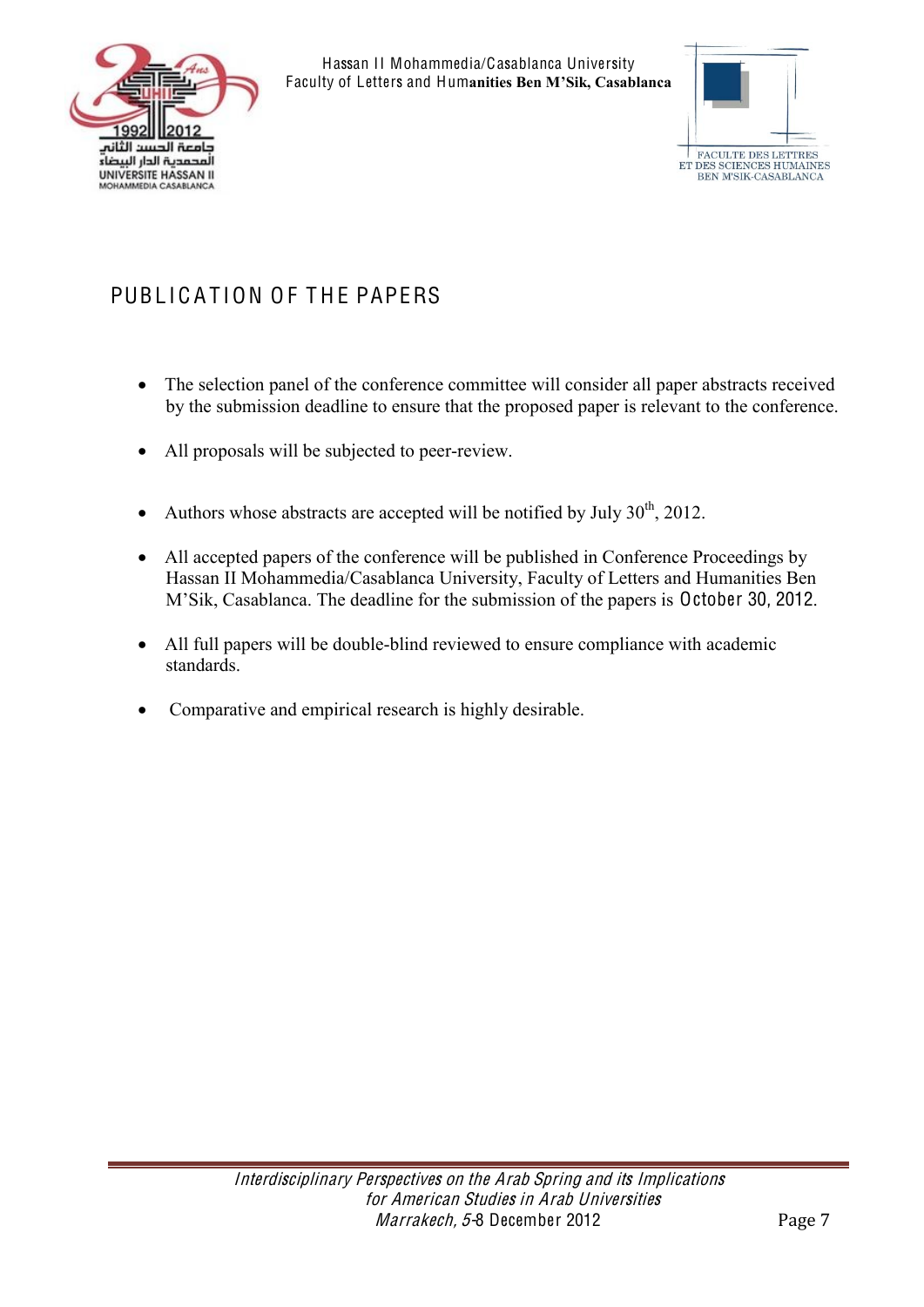## PUBLICATION OF THE PAPERS

- The selection panel of the conference committee will consider all paper abstracts received by the submission deadline to ensure that the proposed paper is relevant to the conference.
- All proposals will be subjected to peer-review.
- Authors whose abstracts are accepted will be notified by July 30th, 2012.
- All accepted papers of the conference will be published in Conference Proceedings by Hassan II Mohammedia/Casablanca University, Faculty of Letters and Humanities Ben M'Sik, Casablanca. The deadline for the submission of the papers is October 30, 2012.
- All full papers will be double-blind reviewed to ensure compliance with academic standards.
- Comparative and empirical research is highly desirable.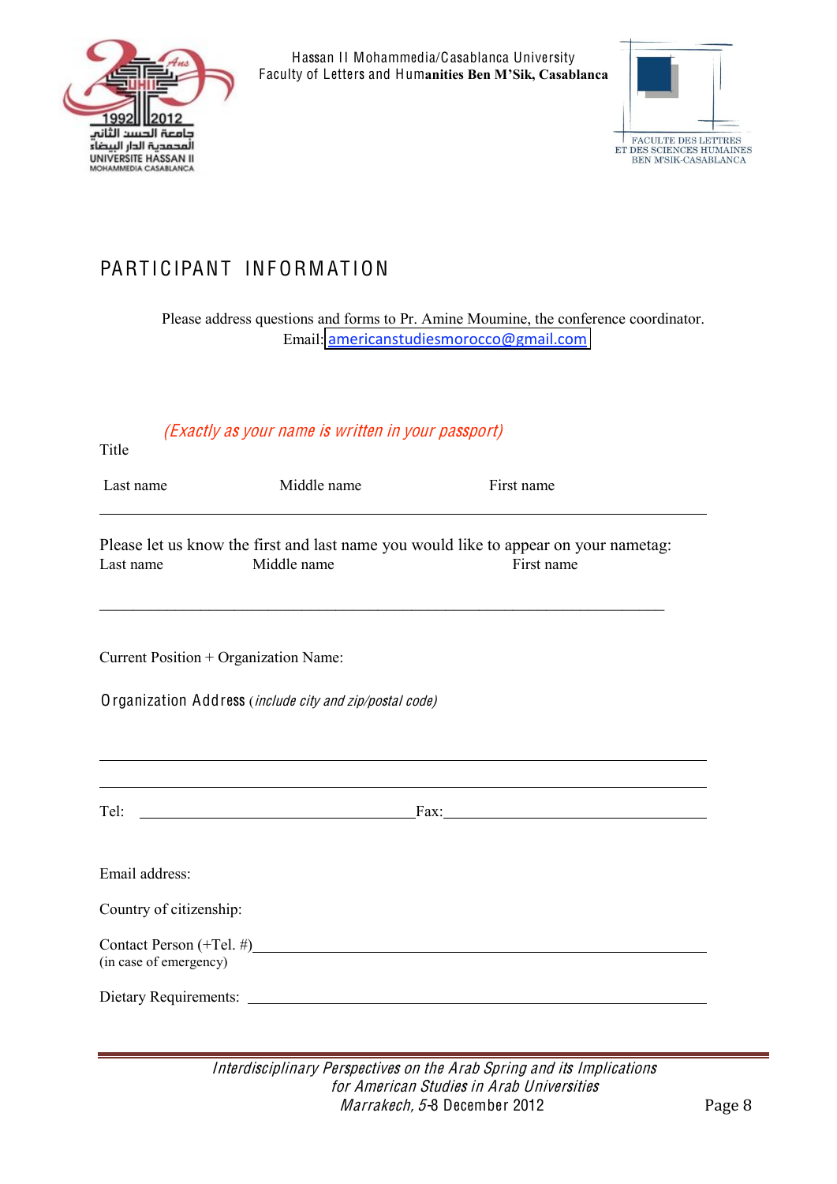Hassan II Mohammedia/Casablanca University
Faculty of Letters and Humanities Ben M'Sik, Casablanca

# PARTICIPANT INFORMATION

Please address questions and forms to Pr. Amine Moumine, the conference coordinator.
Email: americanstudiesmorocco@gmail.com

*(Exactly as your name is written in your passport)*

Title

Last name Middle name First name

---

Please let us know the first and last name you would like to appear on your nametag:

Last name Middle name First name

---

Current Position + Organization Name:

Organization Address (*include city and zip/postal code*)

---

---

Tel: ______________________ Fax: ______________________

Email address:

Country of citizenship:

Contact Person (+Tel. #) ______________________
(in case of emergency)

Dietary Requirements: ______________________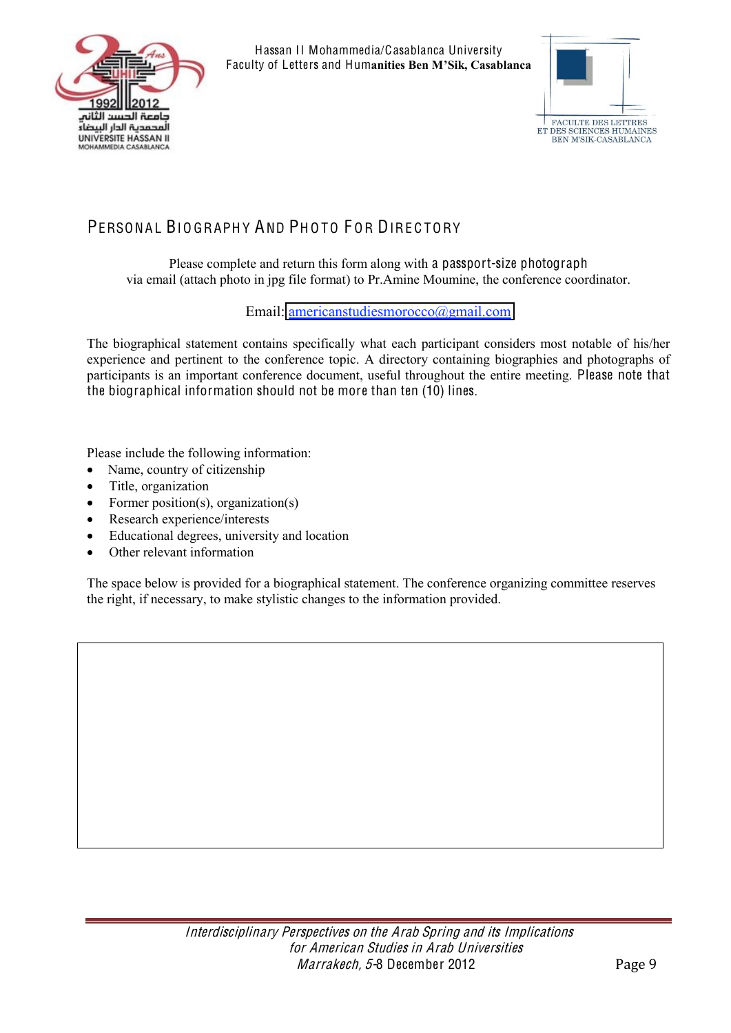# Personal Biography And Photo For Directory

Please complete and return this form along with a passport-size photograph via email (attach photo in jpg file format) to Pr.Amine Moumine, the conference coordinator.

Email: americanstudiesmorocco@gmail.com

The biographical statement contains specifically what each participant considers most notable of his/her experience and pertinent to the conference topic. A directory containing biographies and photographs of participants is an important conference document, useful throughout the entire meeting. Please note that the biographical information should not be more than ten (10) lines.

Please include the following information:

- Name, country of citizenship
- Title, organization
- Former position(s), organization(s)
- Research experience/interests
- Educational degrees, university and location
- Other relevant information

The space below is provided for a biographical statement. The conference organizing committee reserves the right, if necessary, to make stylistic changes to the information provided.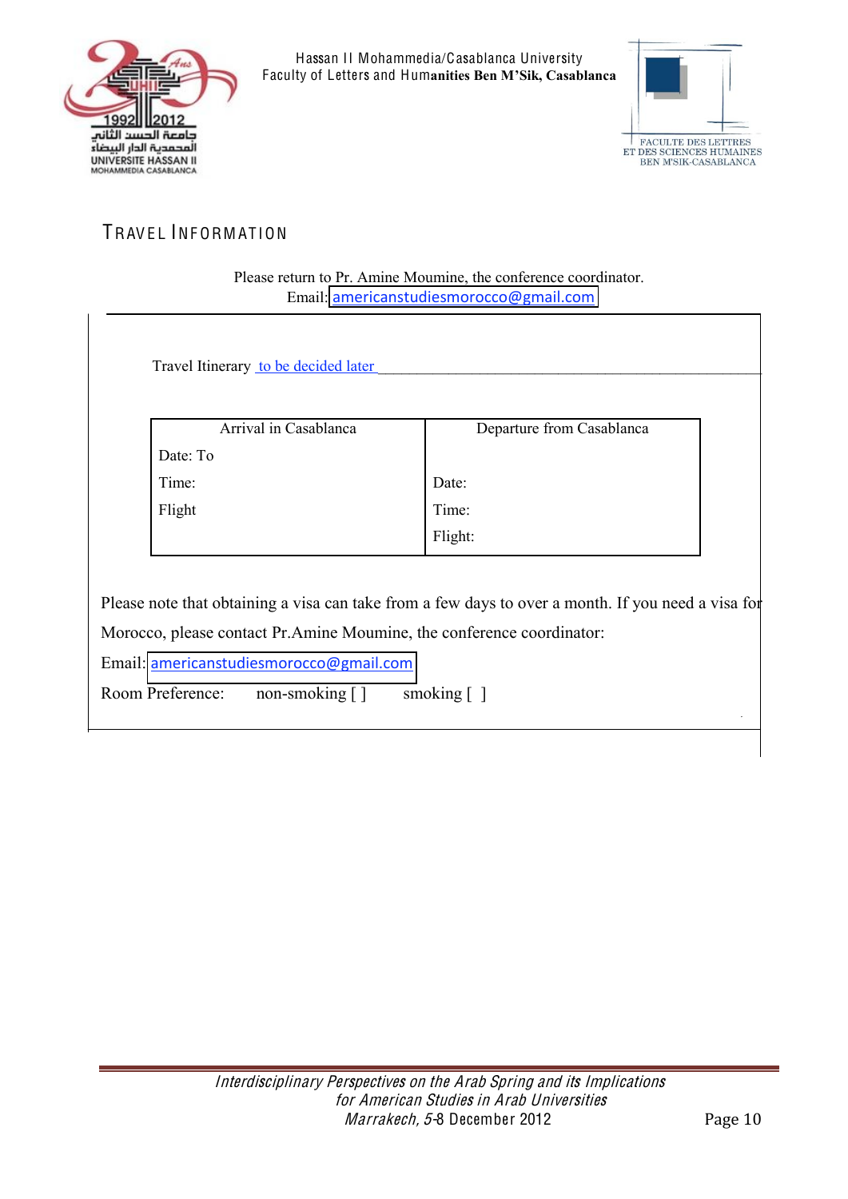# TRAVEL INFORMATION

Please return to Pr. Amine Moumine, the conference coordinator.
Email: americanstudiesmorocco@gmail.com

Travel Itinerary to be decided later

| Arrival in Casablanca | Departure from Casablanca |
| --- | --- |
| Date: To | |
| Time: | Date: |
| Flight | Time: |
| | Flight: |

Please note that obtaining a visa can take from a few days to over a month. If you need a visa for Morocco, please contact Pr.Amine Moumine, the conference coordinator:

Email: americanstudiesmorocco@gmail.com

Room Preference: non-smoking [ ] smoking [ ]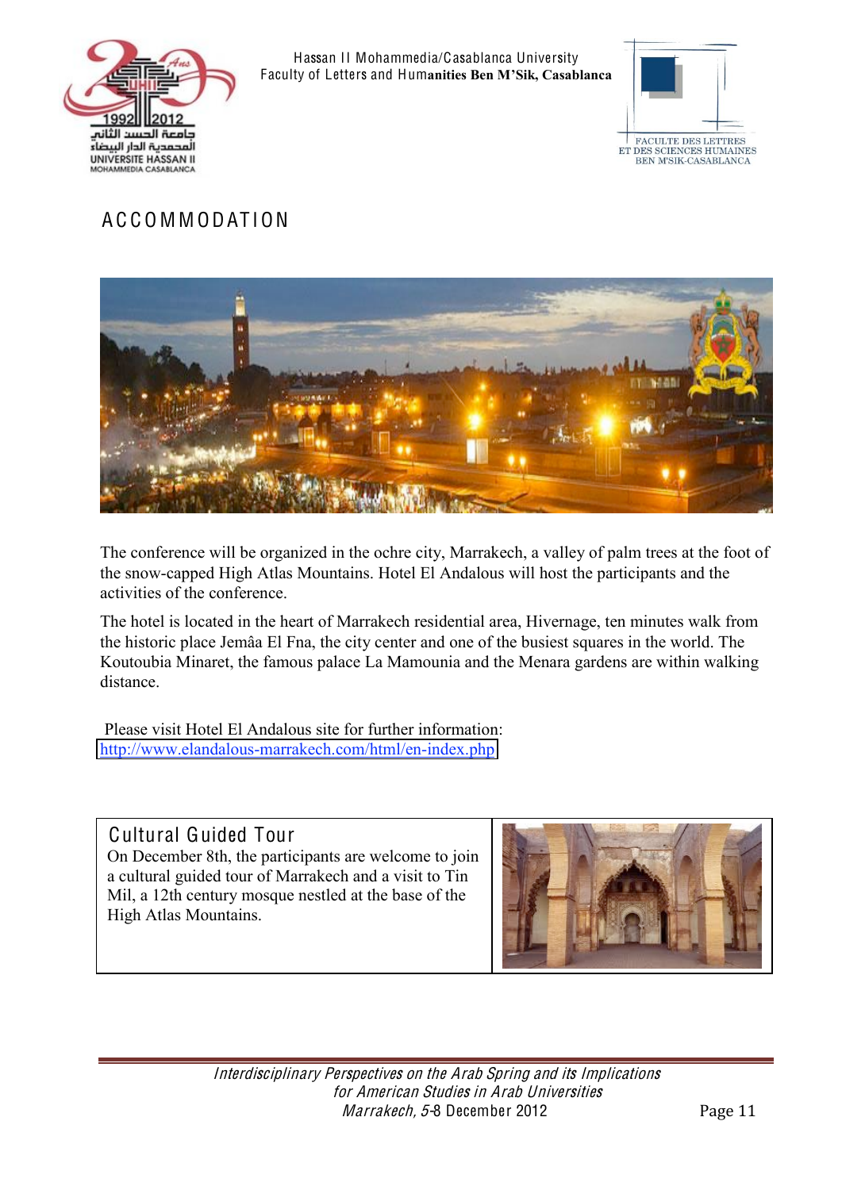# ACCOMMODATION

The conference will be organized in the ochre city, Marrakech, a valley of palm trees at the foot of the snow-capped High Atlas Mountains. Hotel El Andalous will host the participants and the activities of the conference.

The hotel is located in the heart of Marrakech residential area, Hivernage, ten minutes walk from the historic place Jemâa El Fna, the city center and one of the busiest squares in the world. The Koutoubia Minaret, the famous palace La Mamounia and the Menara gardens are within walking distance.

Please visit Hotel El Andalous site for further information:
http://www.elandalous-marrakech.com/html/en-index.php

## Cultural Guided Tour

On December 8th, the participants are welcome to join a cultural guided tour of Marrakech and a visit to Tin Mil, a 12th century mosque nestled at the base of the High Atlas Mountains.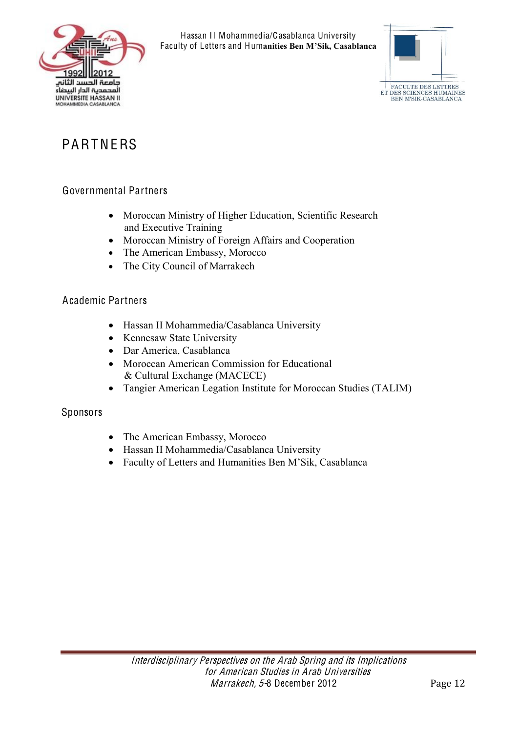# PARTNERS

## Governmental Partners

- Moroccan Ministry of Higher Education, Scientific Research and Executive Training
- Moroccan Ministry of Foreign Affairs and Cooperation
- The American Embassy, Morocco
- The City Council of Marrakech

## Academic Partners

- Hassan II Mohammedia/Casablanca University
- Kennesaw State University
- Dar America, Casablanca
- Moroccan American Commission for Educational & Cultural Exchange (MACECE)
- Tangier American Legation Institute for Moroccan Studies (TALIM)

## Sponsors

- The American Embassy, Morocco
- Hassan II Mohammedia/Casablanca University
- Faculty of Letters and Humanities Ben M'Sik, Casablanca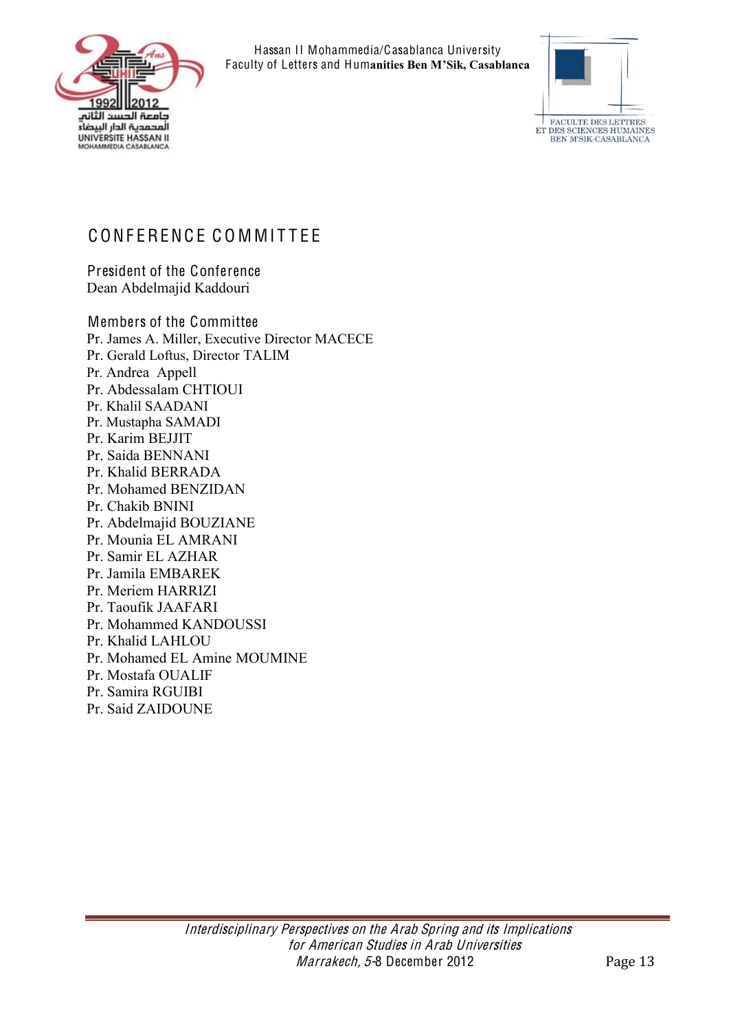# CONFERENCE COMMITTEE

## President of the Conference

Dean Abdelmajid Kaddouri

## Members of the Committee

Pr. James A. Miller, Executive Director MACECE
Pr. Gerald Loftus, Director TALIM
Pr. Andrea Appell
Pr. Abdessalam CHTIOUI
Pr. Khalil SAADANI
Pr. Mustapha SAMADI
Pr. Karim BEJJIT
Pr. Saida BENNANI
Pr. Khalid BERRADA
Pr. Mohamed BENZIDAN
Pr. Chakib BNINI
Pr. Abdelmajid BOUZIANE
Pr. Mounia EL AMRANI
Pr. Samir EL AZHAR
Pr. Jamila EMBAREK
Pr. Meriem HARRIZI
Pr. Taoufik JAAFARI
Pr. Mohammed KANDOUSSI
Pr. Khalid LAHLOU
Pr. Mohamed EL Amine MOUMINE
Pr. Mostafa OUALIF
Pr. Samira RGUIBI
Pr. Said ZAIDOUNE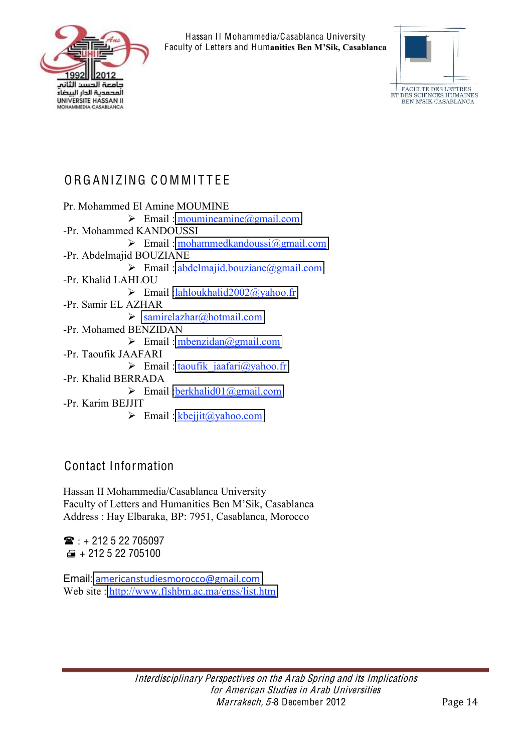## ORGANIZING COMMITTEE

Pr. Mohammed El Amine MOUMINE

- Email : moumineamine@gmail.com

-Pr. Mohammed KANDOUSSI

- Email : mohammedkandoussi@gmail.com

-Pr. Abdelmajid BOUZIANE

- Email : abdelmajid.bouziane@gmail.com

-Pr. Khalid LAHLOU

- Email :lahloukhalid2002@yahoo.fr

-Pr. Samir EL AZHAR

- samirelazhar@hotmail.com

-Pr. Mohamed BENZIDAN

- Email : mbenzidan@gmail.com

-Pr. Taoufik JAAFARI

- Email : taoufik_jaafari@yahoo.fr

-Pr. Khalid BERRADA

- Email :berkhalid01@gmail.com

-Pr. Karim BEJJIT

- Email : kbejjit@yahoo.com

## Contact Information

Hassan II Mohammedia/Casablanca University
Faculty of Letters and Humanities Ben M'Sik, Casablanca
Address : Hay Elbaraka, BP: 7951, Casablanca, Morocco

☎ : + 212 5 22 705097
🖷 + 212 5 22 705100

Email: americanstudiesmorocco@gmail.com
Web site : http://www.flshbm.ac.ma/enss/list.htm